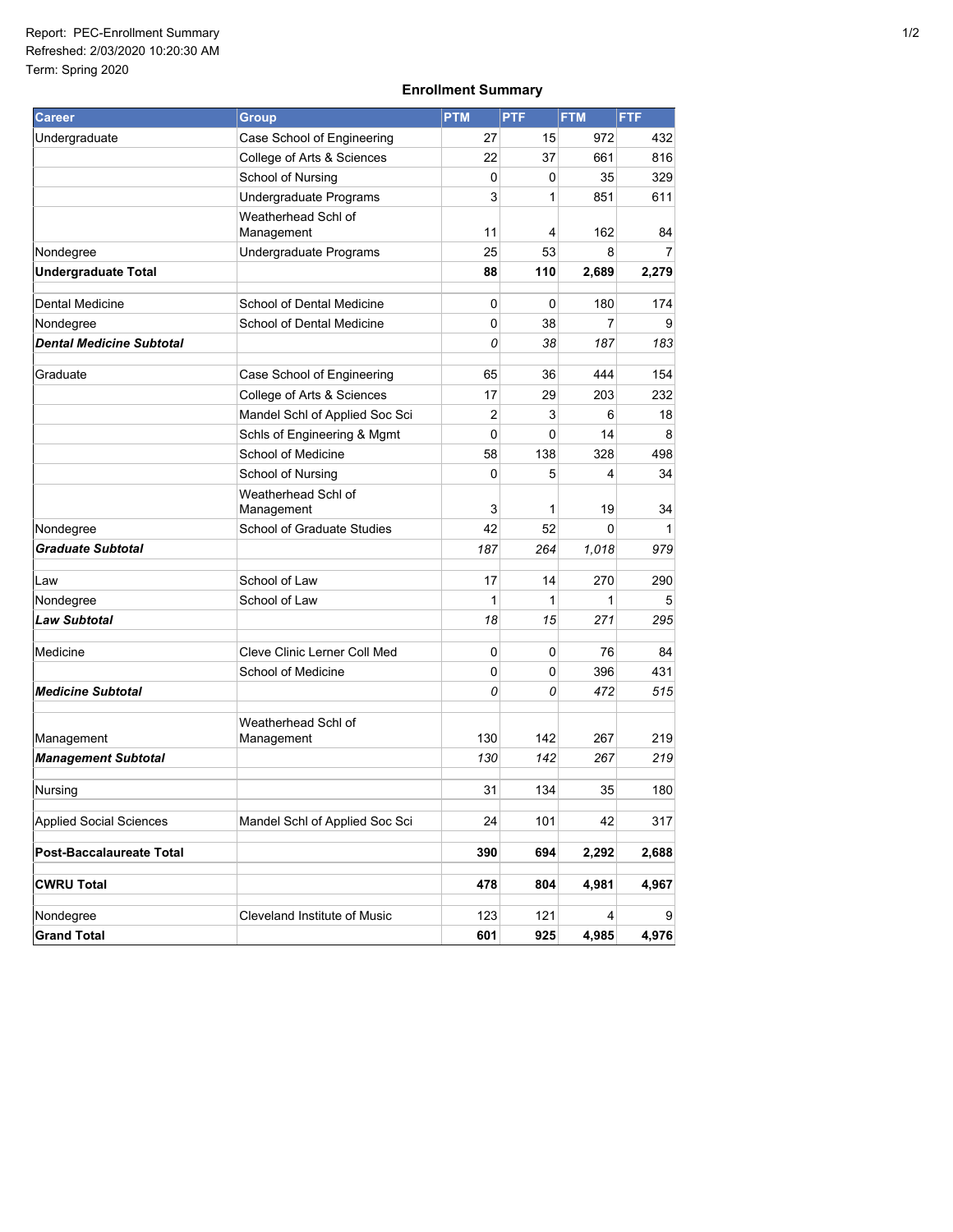Report: PEC-Enrollment Summary
Refreshed: 2/03/2020 10:20:30 AM
Term: Spring 2020

## Enrollment Summary

| Career | Group | PTM | PTF | FTM | FTF |
|---|---|---|---|---|---|
| Undergraduate | Case School of Engineering | 27 | 15 | 972 | 432 |
| | College of Arts & Sciences | 22 | 37 | 661 | 816 |
| | School of Nursing | 0 | 0 | 35 | 329 |
| | Undergraduate Programs | 3 | 1 | 851 | 611 |
| | Weatherhead Schl of Management | 11 | 4 | 162 | 84 |
| Nondegree | Undergraduate Programs | 25 | 53 | 8 | 7 |
| **Undergraduate Total** | | **88** | **110** | **2,689** | **2,279** |
| | | | | | |
| Dental Medicine | School of Dental Medicine | 0 | 0 | 180 | 174 |
| Nondegree | School of Dental Medicine | 0 | 38 | 7 | 9 |
| ***Dental Medicine Subtotal*** | | *0* | *38* | *187* | *183* |
| | | | | | |
| Graduate | Case School of Engineering | 65 | 36 | 444 | 154 |
| | College of Arts & Sciences | 17 | 29 | 203 | 232 |
| | Mandel Schl of Applied Soc Sci | 2 | 3 | 6 | 18 |
| | Schls of Engineering & Mgmt | 0 | 0 | 14 | 8 |
| | School of Medicine | 58 | 138 | 328 | 498 |
| | School of Nursing | 0 | 5 | 4 | 34 |
| | Weatherhead Schl of Management | 3 | 1 | 19 | 34 |
| Nondegree | School of Graduate Studies | 42 | 52 | 0 | 1 |
| ***Graduate Subtotal*** | | *187* | *264* | *1,018* | *979* |
| | | | | | |
| Law | School of Law | 17 | 14 | 270 | 290 |
| Nondegree | School of Law | 1 | 1 | 1 | 5 |
| ***Law Subtotal*** | | *18* | *15* | *271* | *295* |
| | | | | | |
| Medicine | Cleve Clinic Lerner Coll Med | 0 | 0 | 76 | 84 |
| | School of Medicine | 0 | 0 | 396 | 431 |
| ***Medicine Subtotal*** | | *0* | *0* | *472* | *515* |
| | | | | | |
| Management | Weatherhead Schl of Management | 130 | 142 | 267 | 219 |
| ***Management Subtotal*** | | *130* | *142* | *267* | *219* |
| | | | | | |
| Nursing | | 31 | 134 | 35 | 180 |
| | | | | | |
| Applied Social Sciences | Mandel Schl of Applied Soc Sci | 24 | 101 | 42 | 317 |
| | | | | | |
| **Post-Baccalaureate Total** | | **390** | **694** | **2,292** | **2,688** |
| | | | | | |
| **CWRU Total** | | **478** | **804** | **4,981** | **4,967** |
| | | | | | |
| Nondegree | Cleveland Institute of Music | 123 | 121 | 4 | 9 |
| **Grand Total** | | **601** | **925** | **4,985** | **4,976** |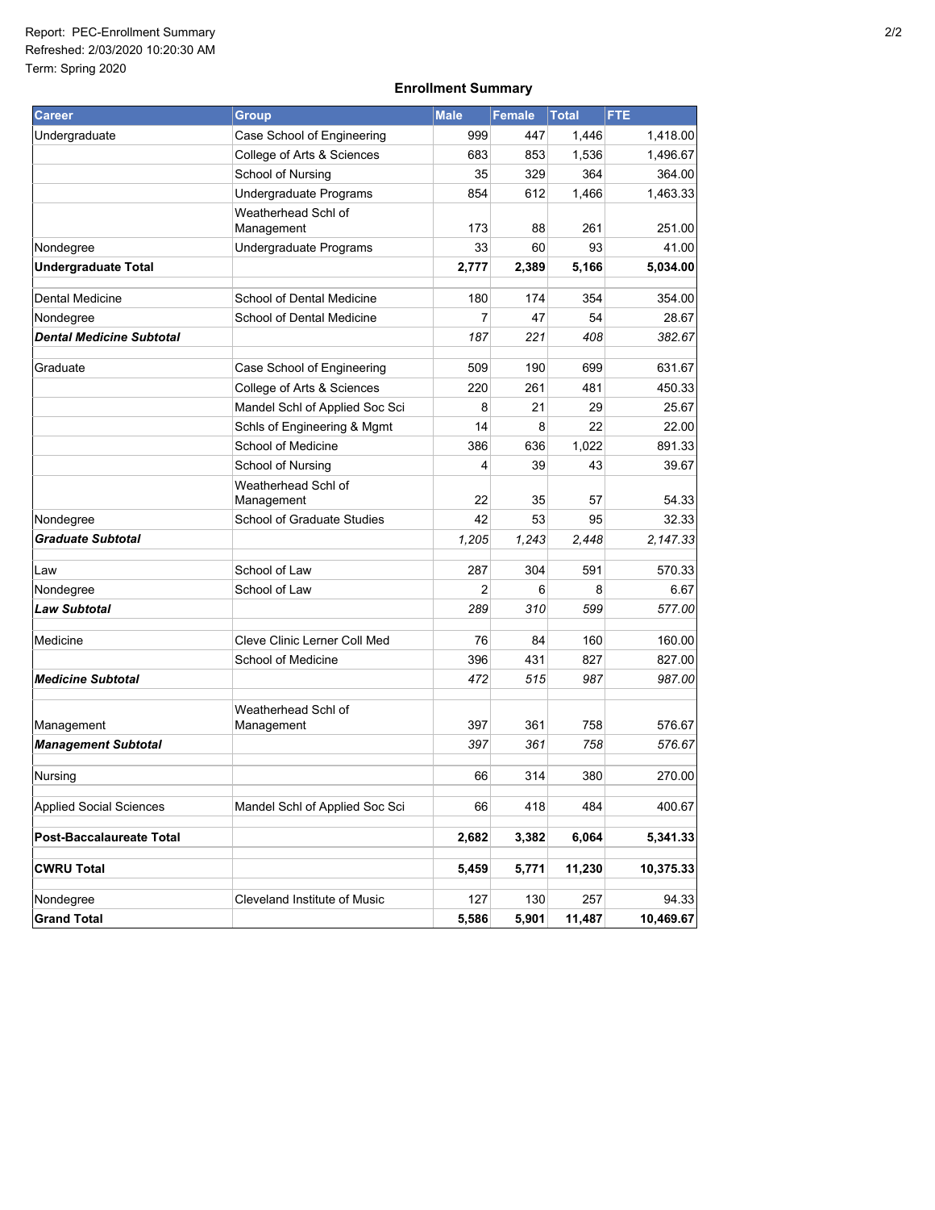Report: PEC-Enrollment Summary
Refreshed: 2/03/2020 10:20:30 AM
Term: Spring 2020

## Enrollment Summary

| Career | Group | Male | Female | Total | FTE |
|---|---|---|---|---|---|
| Undergraduate | Case School of Engineering | 999 | 447 | 1,446 | 1,418.00 |
| | College of Arts & Sciences | 683 | 853 | 1,536 | 1,496.67 |
| | School of Nursing | 35 | 329 | 364 | 364.00 |
| | Undergraduate Programs | 854 | 612 | 1,466 | 1,463.33 |
| | Weatherhead Schl of Management | 173 | 88 | 261 | 251.00 |
| Nondegree | Undergraduate Programs | 33 | 60 | 93 | 41.00 |
| **Undergraduate Total** | | **2,777** | **2,389** | **5,166** | **5,034.00** |
| Dental Medicine | School of Dental Medicine | 180 | 174 | 354 | 354.00 |
| Nondegree | School of Dental Medicine | 7 | 47 | 54 | 28.67 |
| ***Dental Medicine Subtotal*** | | *187* | *221* | *408* | *382.67* |
| Graduate | Case School of Engineering | 509 | 190 | 699 | 631.67 |
| | College of Arts & Sciences | 220 | 261 | 481 | 450.33 |
| | Mandel Schl of Applied Soc Sci | 8 | 21 | 29 | 25.67 |
| | Schls of Engineering & Mgmt | 14 | 8 | 22 | 22.00 |
| | School of Medicine | 386 | 636 | 1,022 | 891.33 |
| | School of Nursing | 4 | 39 | 43 | 39.67 |
| | Weatherhead Schl of Management | 22 | 35 | 57 | 54.33 |
| Nondegree | School of Graduate Studies | 42 | 53 | 95 | 32.33 |
| ***Graduate Subtotal*** | | *1,205* | *1,243* | *2,448* | *2,147.33* |
| Law | School of Law | 287 | 304 | 591 | 570.33 |
| Nondegree | School of Law | 2 | 6 | 8 | 6.67 |
| ***Law Subtotal*** | | *289* | *310* | *599* | *577.00* |
| Medicine | Cleve Clinic Lerner Coll Med | 76 | 84 | 160 | 160.00 |
| | School of Medicine | 396 | 431 | 827 | 827.00 |
| ***Medicine Subtotal*** | | *472* | *515* | *987* | *987.00* |
| Management | Weatherhead Schl of Management | 397 | 361 | 758 | 576.67 |
| ***Management Subtotal*** | | *397* | *361* | *758* | *576.67* |
| Nursing | | 66 | 314 | 380 | 270.00 |
| Applied Social Sciences | Mandel Schl of Applied Soc Sci | 66 | 418 | 484 | 400.67 |
| **Post-Baccalaureate Total** | | **2,682** | **3,382** | **6,064** | **5,341.33** |
| **CWRU Total** | | **5,459** | **5,771** | **11,230** | **10,375.33** |
| Nondegree | Cleveland Institute of Music | 127 | 130 | 257 | 94.33 |
| **Grand Total** | | **5,586** | **5,901** | **11,487** | **10,469.67** |